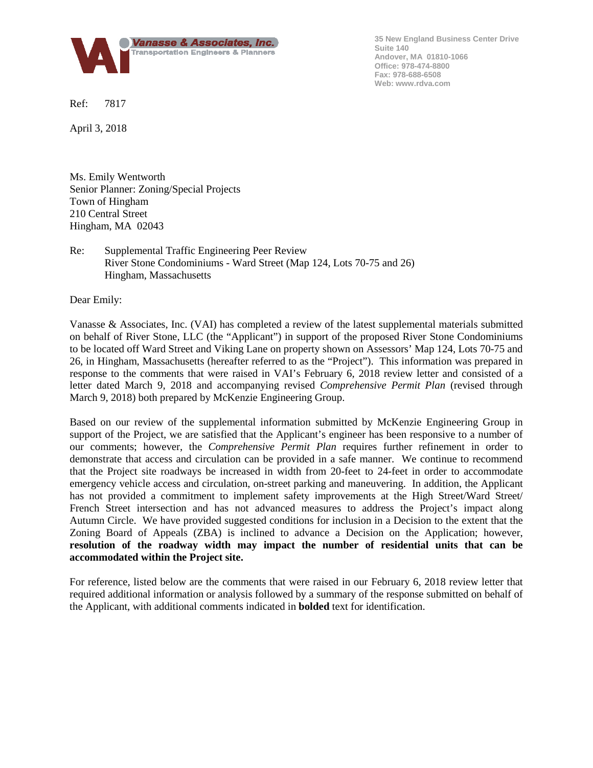Vanasse & Associates, Inc.
Transportation Engineers & Planners

35 New England Business Center Drive
Suite 140
Andover, MA 01810-1066
Office: 978-474-8800
Fax: 978-688-6508
Web: www.rdva.com

Ref: 7817

April 3, 2018

Ms. Emily Wentworth
Senior Planner: Zoning/Special Projects
Town of Hingham
210 Central Street
Hingham, MA 02043

Re: Supplemental Traffic Engineering Peer Review
River Stone Condominiums - Ward Street (Map 124, Lots 70-75 and 26)
Hingham, Massachusetts

Dear Emily:

Vanasse & Associates, Inc. (VAI) has completed a review of the latest supplemental materials submitted on behalf of River Stone, LLC (the "Applicant") in support of the proposed River Stone Condominiums to be located off Ward Street and Viking Lane on property shown on Assessors' Map 124, Lots 70-75 and 26, in Hingham, Massachusetts (hereafter referred to as the "Project"). This information was prepared in response to the comments that were raised in VAI's February 6, 2018 review letter and consisted of a letter dated March 9, 2018 and accompanying revised *Comprehensive Permit Plan* (revised through March 9, 2018) both prepared by McKenzie Engineering Group.

Based on our review of the supplemental information submitted by McKenzie Engineering Group in support of the Project, we are satisfied that the Applicant's engineer has been responsive to a number of our comments; however, the *Comprehensive Permit Plan* requires further refinement in order to demonstrate that access and circulation can be provided in a safe manner. We continue to recommend that the Project site roadways be increased in width from 20-feet to 24-feet in order to accommodate emergency vehicle access and circulation, on-street parking and maneuvering. In addition, the Applicant has not provided a commitment to implement safety improvements at the High Street/Ward Street/French Street intersection and has not advanced measures to address the Project's impact along Autumn Circle. We have provided suggested conditions for inclusion in a Decision to the extent that the Zoning Board of Appeals (ZBA) is inclined to advance a Decision on the Application; however, **resolution of the roadway width may impact the number of residential units that can be accommodated within the Project site.**

For reference, listed below are the comments that were raised in our February 6, 2018 review letter that required additional information or analysis followed by a summary of the response submitted on behalf of the Applicant, with additional comments indicated in **bolded** text for identification.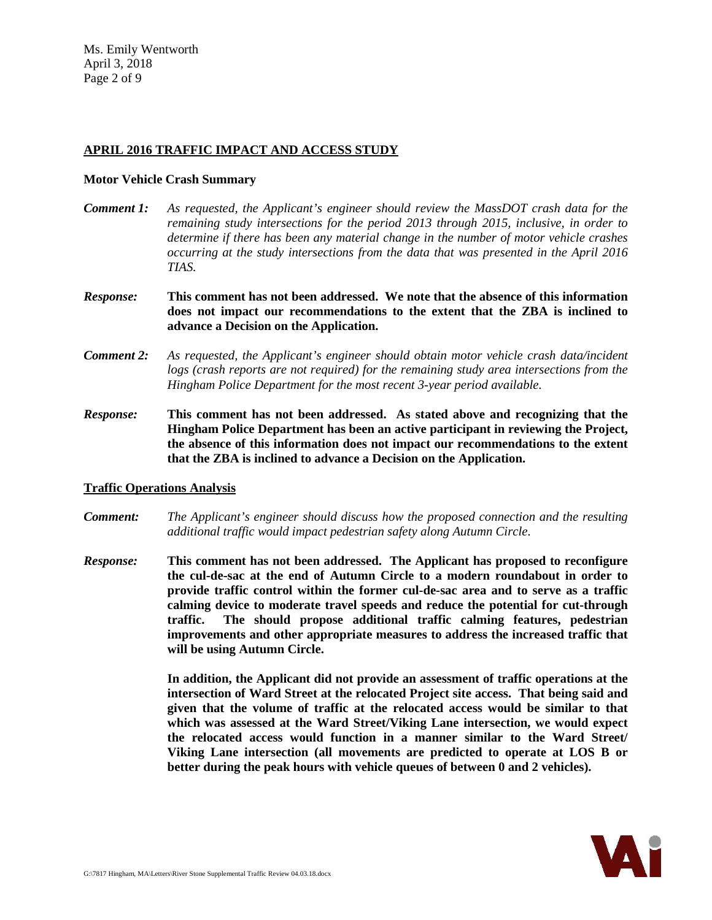## APRIL 2016 TRAFFIC IMPACT AND ACCESS STUDY

**Motor Vehicle Crash Summary**

***Comment 1:*** *As requested, the Applicant's engineer should review the MassDOT crash data for the remaining study intersections for the period 2013 through 2015, inclusive, in order to determine if there has been any material change in the number of motor vehicle crashes occurring at the study intersections from the data that was presented in the April 2016 TIAS.*

***Response:*** **This comment has not been addressed. We note that the absence of this information does not impact our recommendations to the extent that the ZBA is inclined to advance a Decision on the Application.**

***Comment 2:*** *As requested, the Applicant's engineer should obtain motor vehicle crash data/incident logs (crash reports are not required) for the remaining study area intersections from the Hingham Police Department for the most recent 3-year period available.*

***Response:*** **This comment has not been addressed. As stated above and recognizing that the Hingham Police Department has been an active participant in reviewing the Project, the absence of this information does not impact our recommendations to the extent that the ZBA is inclined to advance a Decision on the Application.**

**Traffic Operations Analysis**

***Comment:*** *The Applicant's engineer should discuss how the proposed connection and the resulting additional traffic would impact pedestrian safety along Autumn Circle.*

***Response:*** **This comment has not been addressed. The Applicant has proposed to reconfigure the cul-de-sac at the end of Autumn Circle to a modern roundabout in order to provide traffic control within the former cul-de-sac area and to serve as a traffic calming device to moderate travel speeds and reduce the potential for cut-through traffic. The should propose additional traffic calming features, pedestrian improvements and other appropriate measures to address the increased traffic that will be using Autumn Circle.**

**In addition, the Applicant did not provide an assessment of traffic operations at the intersection of Ward Street at the relocated Project site access. That being said and given that the volume of traffic at the relocated access would be similar to that which was assessed at the Ward Street/Viking Lane intersection, we would expect the relocated access would function in a manner similar to the Ward Street/ Viking Lane intersection (all movements are predicted to operate at LOS B or better during the peak hours with vehicle queues of between 0 and 2 vehicles).**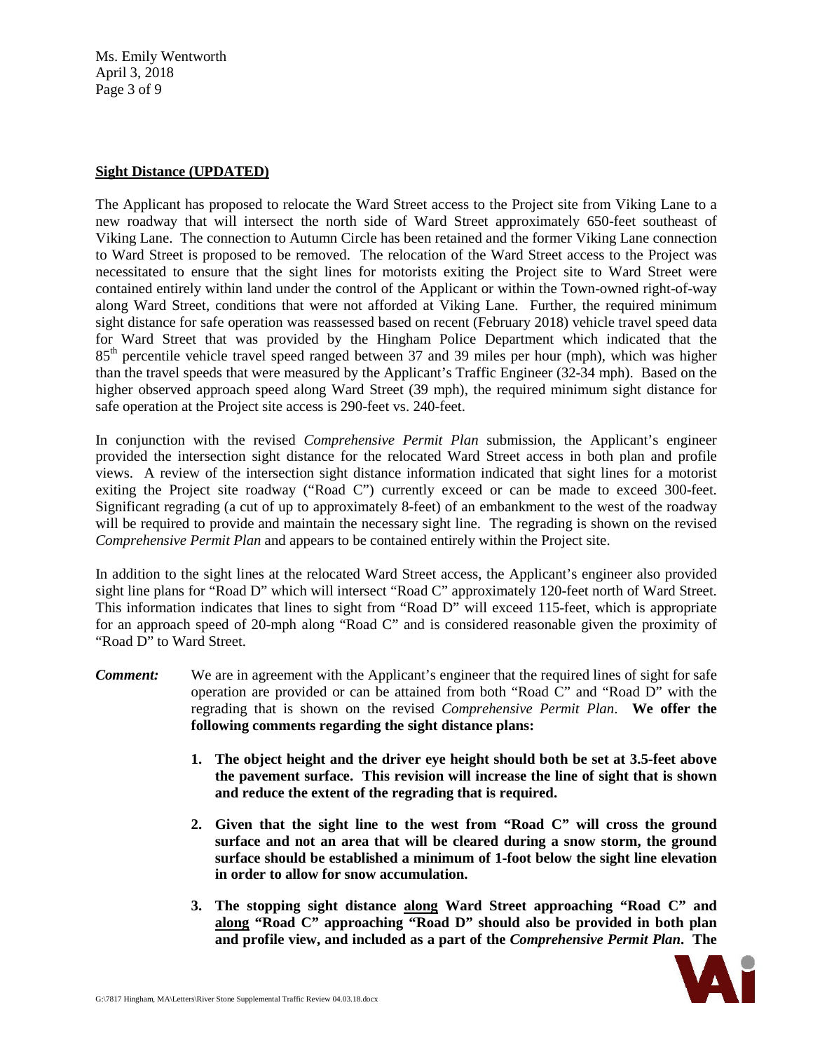**Sight Distance (UPDATED)**

The Applicant has proposed to relocate the Ward Street access to the Project site from Viking Lane to a new roadway that will intersect the north side of Ward Street approximately 650-feet southeast of Viking Lane. The connection to Autumn Circle has been retained and the former Viking Lane connection to Ward Street is proposed to be removed. The relocation of the Ward Street access to the Project was necessitated to ensure that the sight lines for motorists exiting the Project site to Ward Street were contained entirely within land under the control of the Applicant or within the Town-owned right-of-way along Ward Street, conditions that were not afforded at Viking Lane. Further, the required minimum sight distance for safe operation was reassessed based on recent (February 2018) vehicle travel speed data for Ward Street that was provided by the Hingham Police Department which indicated that the 85$^{th}$ percentile vehicle travel speed ranged between 37 and 39 miles per hour (mph), which was higher than the travel speeds that were measured by the Applicant's Traffic Engineer (32-34 mph). Based on the higher observed approach speed along Ward Street (39 mph), the required minimum sight distance for safe operation at the Project site access is 290-feet vs. 240-feet.

In conjunction with the revised *Comprehensive Permit Plan* submission, the Applicant's engineer provided the intersection sight distance for the relocated Ward Street access in both plan and profile views. A review of the intersection sight distance information indicated that sight lines for a motorist exiting the Project site roadway ("Road C") currently exceed or can be made to exceed 300-feet. Significant regrading (a cut of up to approximately 8-feet) of an embankment to the west of the roadway will be required to provide and maintain the necessary sight line. The regrading is shown on the revised *Comprehensive Permit Plan* and appears to be contained entirely within the Project site.

In addition to the sight lines at the relocated Ward Street access, the Applicant's engineer also provided sight line plans for "Road D" which will intersect "Road C" approximately 120-feet north of Ward Street. This information indicates that lines to sight from "Road D" will exceed 115-feet, which is appropriate for an approach speed of 20-mph along "Road C" and is considered reasonable given the proximity of "Road D" to Ward Street.

***Comment:*** We are in agreement with the Applicant's engineer that the required lines of sight for safe operation are provided or can be attained from both "Road C" and "Road D" with the regrading that is shown on the revised *Comprehensive Permit Plan*. **We offer the following comments regarding the sight distance plans:**

1. **The object height and the driver eye height should both be set at 3.5-feet above the pavement surface. This revision will increase the line of sight that is shown and reduce the extent of the regrading that is required.**

2. **Given that the sight line to the west from "Road C" will cross the ground surface and not an area that will be cleared during a snow storm, the ground surface should be established a minimum of 1-foot below the sight line elevation in order to allow for snow accumulation.**

3. **The stopping sight distance <u>along</u> Ward Street approaching "Road C" and <u>along</u> "Road C" approaching "Road D" should also be provided in both plan and profile view, and included as a part of the *Comprehensive Permit Plan*. The**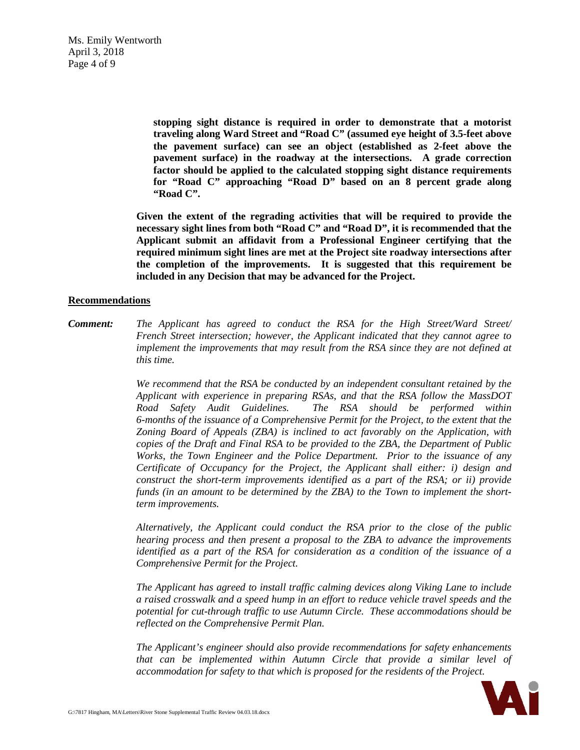**stopping sight distance is required in order to demonstrate that a motorist traveling along Ward Street and "Road C" (assumed eye height of 3.5-feet above the pavement surface) can see an object (established as 2-feet above the pavement surface) in the roadway at the intersections. A grade correction factor should be applied to the calculated stopping sight distance requirements for "Road C" approaching "Road D" based on an 8 percent grade along "Road C".**

**Given the extent of the regrading activities that will be required to provide the necessary sight lines from both "Road C" and "Road D", it is recommended that the Applicant submit an affidavit from a Professional Engineer certifying that the required minimum sight lines are met at the Project site roadway intersections after the completion of the improvements. It is suggested that this requirement be included in any Decision that may be advanced for the Project.**

## Recommendations

***Comment:*** *The Applicant has agreed to conduct the RSA for the High Street/Ward Street/ French Street intersection; however, the Applicant indicated that they cannot agree to implement the improvements that may result from the RSA since they are not defined at this time.*

*We recommend that the RSA be conducted by an independent consultant retained by the Applicant with experience in preparing RSAs, and that the RSA follow the MassDOT Road Safety Audit Guidelines. The RSA should be performed within 6-months of the issuance of a Comprehensive Permit for the Project, to the extent that the Zoning Board of Appeals (ZBA) is inclined to act favorably on the Application, with copies of the Draft and Final RSA to be provided to the ZBA, the Department of Public Works, the Town Engineer and the Police Department. Prior to the issuance of any Certificate of Occupancy for the Project, the Applicant shall either: i) design and construct the short-term improvements identified as a part of the RSA; or ii) provide funds (in an amount to be determined by the ZBA) to the Town to implement the short-term improvements.*

*Alternatively, the Applicant could conduct the RSA prior to the close of the public hearing process and then present a proposal to the ZBA to advance the improvements identified as a part of the RSA for consideration as a condition of the issuance of a Comprehensive Permit for the Project.*

*The Applicant has agreed to install traffic calming devices along Viking Lane to include a raised crosswalk and a speed hump in an effort to reduce vehicle travel speeds and the potential for cut-through traffic to use Autumn Circle. These accommodations should be reflected on the Comprehensive Permit Plan.*

*The Applicant's engineer should also provide recommendations for safety enhancements that can be implemented within Autumn Circle that provide a similar level of accommodation for safety to that which is proposed for the residents of the Project.*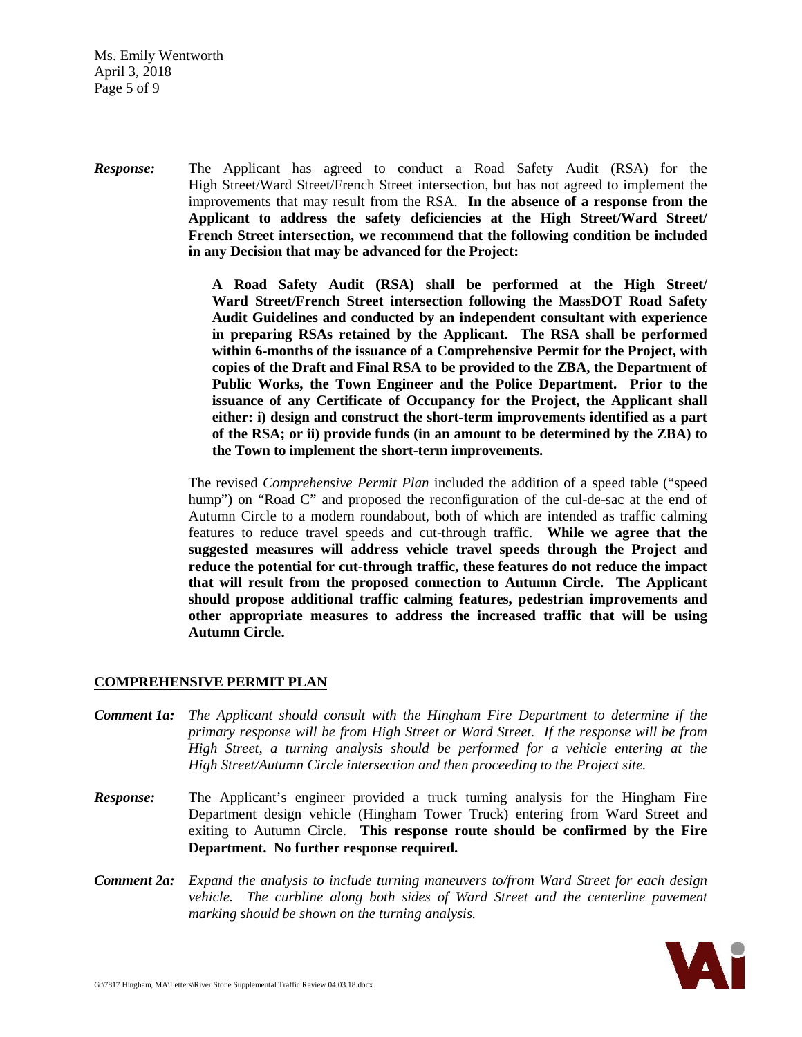***Response:*** The Applicant has agreed to conduct a Road Safety Audit (RSA) for the High Street/Ward Street/French Street intersection, but has not agreed to implement the improvements that may result from the RSA. **In the absence of a response from the Applicant to address the safety deficiencies at the High Street/Ward Street/ French Street intersection, we recommend that the following condition be included in any Decision that may be advanced for the Project:**

**A Road Safety Audit (RSA) shall be performed at the High Street/ Ward Street/French Street intersection following the MassDOT Road Safety Audit Guidelines and conducted by an independent consultant with experience in preparing RSAs retained by the Applicant. The RSA shall be performed within 6-months of the issuance of a Comprehensive Permit for the Project, with copies of the Draft and Final RSA to be provided to the ZBA, the Department of Public Works, the Town Engineer and the Police Department. Prior to the issuance of any Certificate of Occupancy for the Project, the Applicant shall either: i) design and construct the short-term improvements identified as a part of the RSA; or ii) provide funds (in an amount to be determined by the ZBA) to the Town to implement the short-term improvements.**

The revised *Comprehensive Permit Plan* included the addition of a speed table ("speed hump") on "Road C" and proposed the reconfiguration of the cul-de-sac at the end of Autumn Circle to a modern roundabout, both of which are intended as traffic calming features to reduce travel speeds and cut-through traffic. **While we agree that the suggested measures will address vehicle travel speeds through the Project and reduce the potential for cut-through traffic, these features do not reduce the impact that will result from the proposed connection to Autumn Circle. The Applicant should propose additional traffic calming features, pedestrian improvements and other appropriate measures to address the increased traffic that will be using Autumn Circle.**

## COMPREHENSIVE PERMIT PLAN

***Comment 1a:*** *The Applicant should consult with the Hingham Fire Department to determine if the primary response will be from High Street or Ward Street. If the response will be from High Street, a turning analysis should be performed for a vehicle entering at the High Street/Autumn Circle intersection and then proceeding to the Project site.*

***Response:*** The Applicant's engineer provided a truck turning analysis for the Hingham Fire Department design vehicle (Hingham Tower Truck) entering from Ward Street and exiting to Autumn Circle. **This response route should be confirmed by the Fire Department. No further response required.**

***Comment 2a:*** *Expand the analysis to include turning maneuvers to/from Ward Street for each design vehicle. The curbline along both sides of Ward Street and the centerline pavement marking should be shown on the turning analysis.*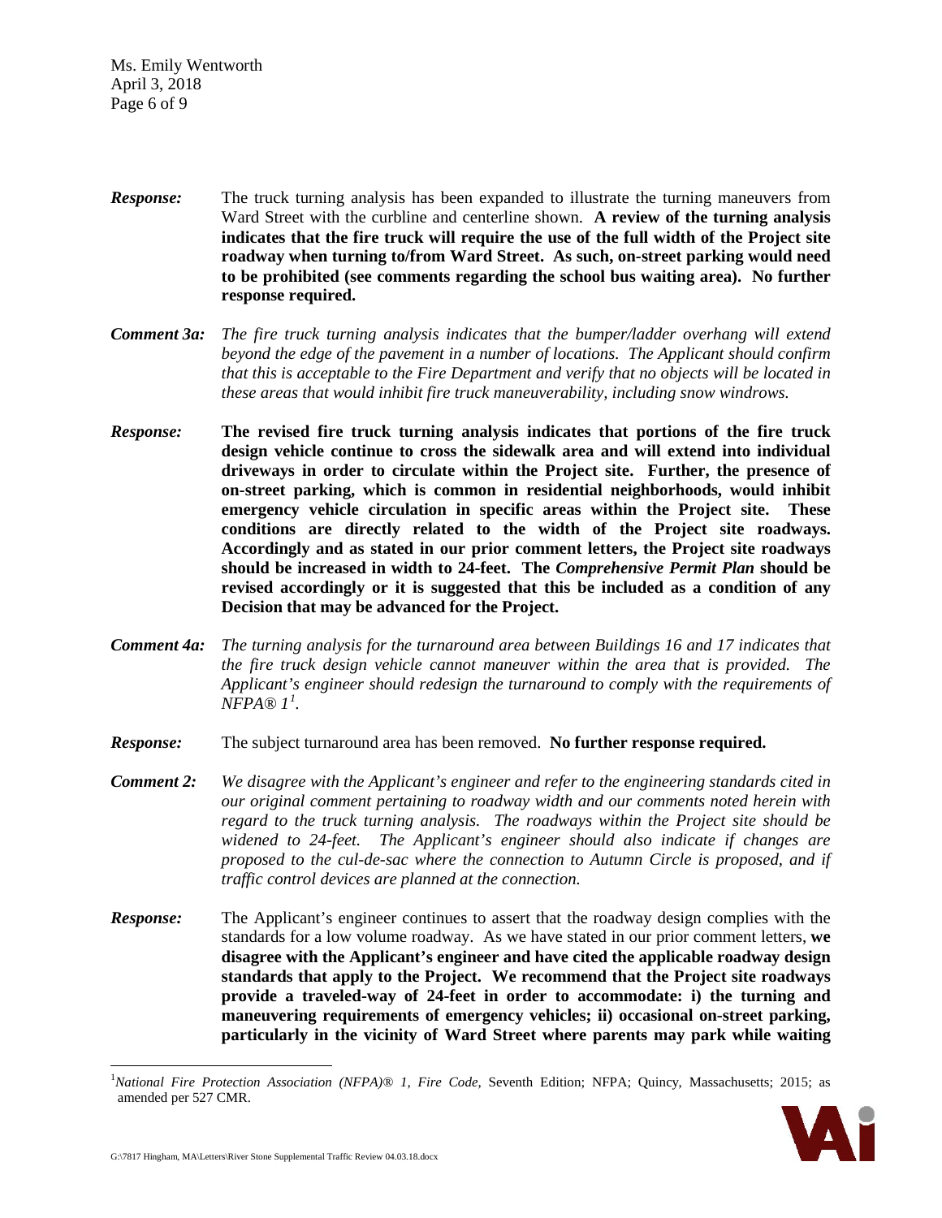***Response:*** The truck turning analysis has been expanded to illustrate the turning maneuvers from Ward Street with the curbline and centerline shown. **A review of the turning analysis indicates that the fire truck will require the use of the full width of the Project site roadway when turning to/from Ward Street. As such, on-street parking would need to be prohibited (see comments regarding the school bus waiting area). No further response required.**

***Comment 3a:*** *The fire truck turning analysis indicates that the bumper/ladder overhang will extend beyond the edge of the pavement in a number of locations. The Applicant should confirm that this is acceptable to the Fire Department and verify that no objects will be located in these areas that would inhibit fire truck maneuverability, including snow windrows.*

***Response:*** **The revised fire truck turning analysis indicates that portions of the fire truck design vehicle continue to cross the sidewalk area and will extend into individual driveways in order to circulate within the Project site. Further, the presence of on-street parking, which is common in residential neighborhoods, would inhibit emergency vehicle circulation in specific areas within the Project site. These conditions are directly related to the width of the Project site roadways. Accordingly and as stated in our prior comment letters, the Project site roadways should be increased in width to 24-feet. The *Comprehensive Permit Plan* should be revised accordingly or it is suggested that this be included as a condition of any Decision that may be advanced for the Project.**

***Comment 4a:*** *The turning analysis for the turnaround area between Buildings 16 and 17 indicates that the fire truck design vehicle cannot maneuver within the area that is provided. The Applicant's engineer should redesign the turnaround to comply with the requirements of NFPA® 1[1].*

***Response:*** The subject turnaround area has been removed. **No further response required.**

***Comment 2:*** *We disagree with the Applicant's engineer and refer to the engineering standards cited in our original comment pertaining to roadway width and our comments noted herein with regard to the truck turning analysis. The roadways within the Project site should be widened to 24-feet. The Applicant's engineer should also indicate if changes are proposed to the cul-de-sac where the connection to Autumn Circle is proposed, and if traffic control devices are planned at the connection.*

***Response:*** The Applicant's engineer continues to assert that the roadway design complies with the standards for a low volume roadway. As we have stated in our prior comment letters, **we disagree with the Applicant's engineer and have cited the applicable roadway design standards that apply to the Project. We recommend that the Project site roadways provide a traveled-way of 24-feet in order to accommodate: i) the turning and maneuvering requirements of emergency vehicles; ii) occasional on-street parking, particularly in the vicinity of Ward Street where parents may park while waiting**

---

[1] *National Fire Protection Association (NFPA)® 1, Fire Code*, Seventh Edition; NFPA; Quincy, Massachusetts; 2015; as amended per 527 CMR.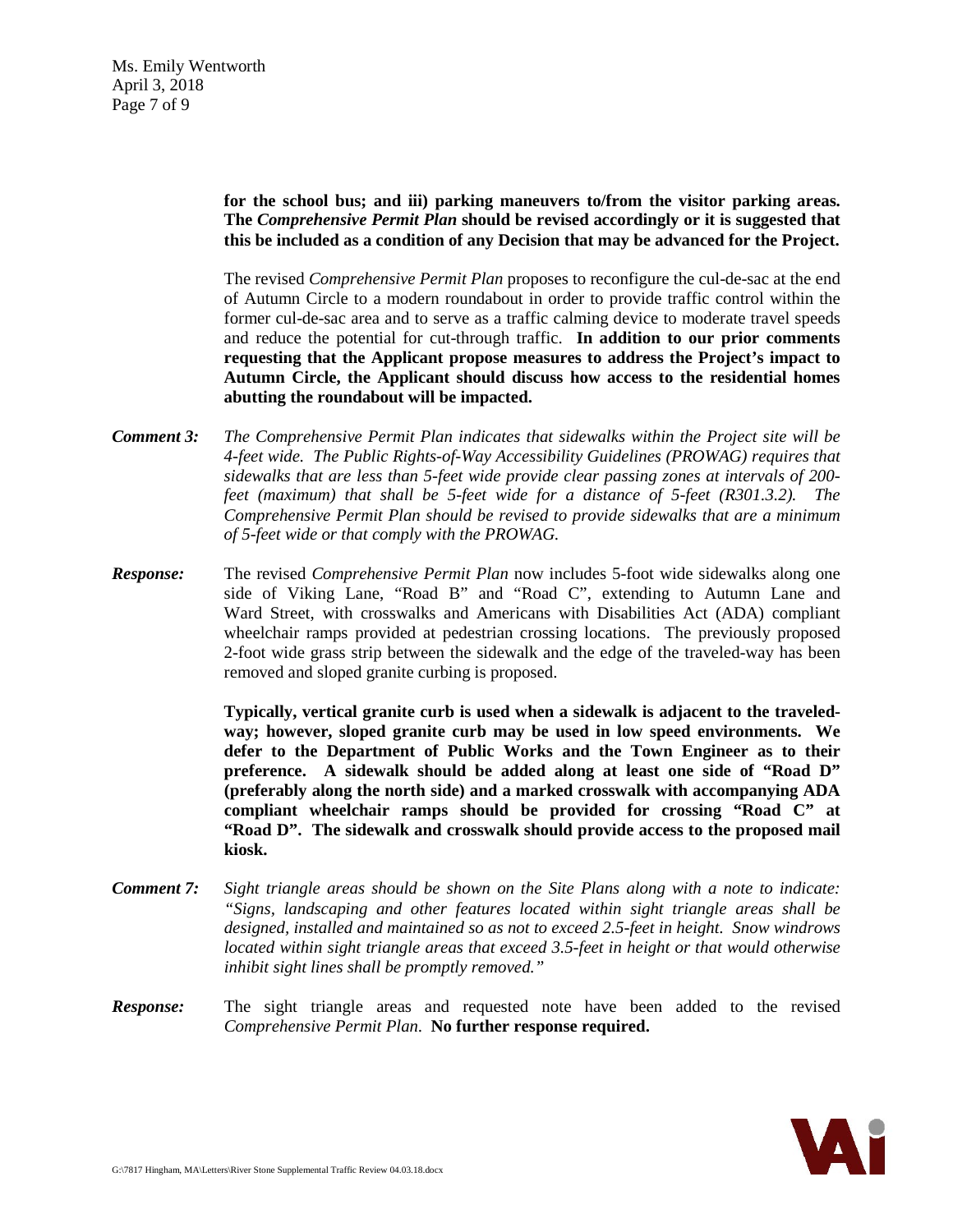**for the school bus; and iii) parking maneuvers to/from the visitor parking areas. The *Comprehensive Permit Plan* should be revised accordingly or it is suggested that this be included as a condition of any Decision that may be advanced for the Project.**

The revised *Comprehensive Permit Plan* proposes to reconfigure the cul-de-sac at the end of Autumn Circle to a modern roundabout in order to provide traffic control within the former cul-de-sac area and to serve as a traffic calming device to moderate travel speeds and reduce the potential for cut-through traffic. **In addition to our prior comments requesting that the Applicant propose measures to address the Project's impact to Autumn Circle, the Applicant should discuss how access to the residential homes abutting the roundabout will be impacted.**

***Comment 3:*** *The Comprehensive Permit Plan indicates that sidewalks within the Project site will be 4-feet wide. The Public Rights-of-Way Accessibility Guidelines (PROWAG) requires that sidewalks that are less than 5-feet wide provide clear passing zones at intervals of 200-feet (maximum) that shall be 5-feet wide for a distance of 5-feet (R301.3.2). The Comprehensive Permit Plan should be revised to provide sidewalks that are a minimum of 5-feet wide or that comply with the PROWAG.*

***Response:*** The revised *Comprehensive Permit Plan* now includes 5-foot wide sidewalks along one side of Viking Lane, "Road B" and "Road C", extending to Autumn Lane and Ward Street, with crosswalks and Americans with Disabilities Act (ADA) compliant wheelchair ramps provided at pedestrian crossing locations. The previously proposed 2-foot wide grass strip between the sidewalk and the edge of the traveled-way has been removed and sloped granite curbing is proposed.

**Typically, vertical granite curb is used when a sidewalk is adjacent to the traveled-way; however, sloped granite curb may be used in low speed environments. We defer to the Department of Public Works and the Town Engineer as to their preference. A sidewalk should be added along at least one side of "Road D" (preferably along the north side) and a marked crosswalk with accompanying ADA compliant wheelchair ramps should be provided for crossing "Road C" at "Road D". The sidewalk and crosswalk should provide access to the proposed mail kiosk.**

***Comment 7:*** *Sight triangle areas should be shown on the Site Plans along with a note to indicate: "Signs, landscaping and other features located within sight triangle areas shall be designed, installed and maintained so as not to exceed 2.5-feet in height. Snow windrows located within sight triangle areas that exceed 3.5-feet in height or that would otherwise inhibit sight lines shall be promptly removed."*

***Response:*** The sight triangle areas and requested note have been added to the revised *Comprehensive Permit Plan*. **No further response required.**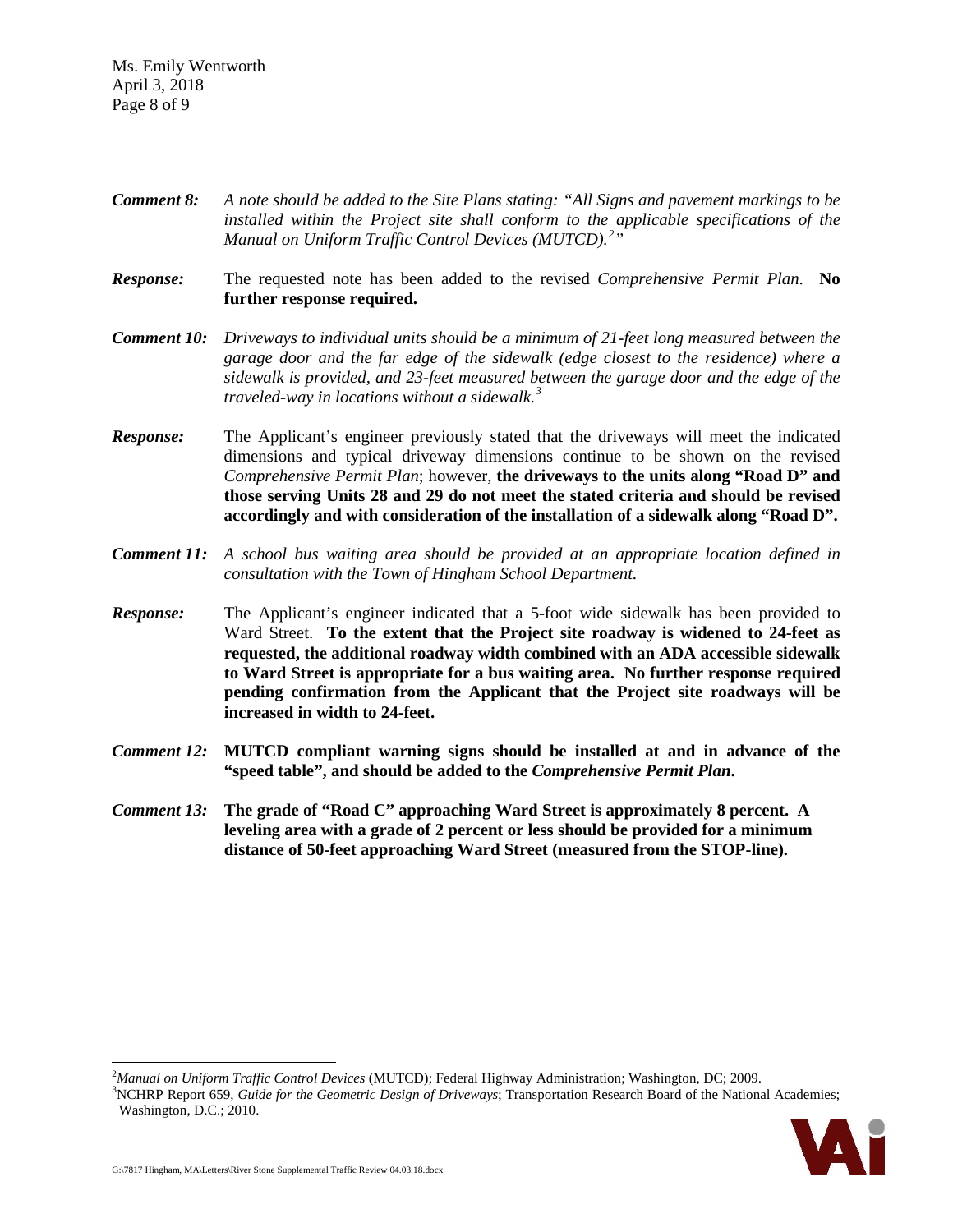***Comment 8:*** *A note should be added to the Site Plans stating: "All Signs and pavement markings to be installed within the Project site shall conform to the applicable specifications of the Manual on Uniform Traffic Control Devices (MUTCD).[2]"*

***Response:*** The requested note has been added to the revised *Comprehensive Permit Plan*. **No further response required.**

***Comment 10:*** *Driveways to individual units should be a minimum of 21-feet long measured between the garage door and the far edge of the sidewalk (edge closest to the residence) where a sidewalk is provided, and 23-feet measured between the garage door and the edge of the traveled-way in locations without a sidewalk.[3]*

***Response:*** The Applicant's engineer previously stated that the driveways will meet the indicated dimensions and typical driveway dimensions continue to be shown on the revised *Comprehensive Permit Plan*; however, **the driveways to the units along "Road D" and those serving Units 28 and 29 do not meet the stated criteria and should be revised accordingly and with consideration of the installation of a sidewalk along "Road D".**

***Comment 11:*** *A school bus waiting area should be provided at an appropriate location defined in consultation with the Town of Hingham School Department.*

***Response:*** The Applicant's engineer indicated that a 5-foot wide sidewalk has been provided to Ward Street. **To the extent that the Project site roadway is widened to 24-feet as requested, the additional roadway width combined with an ADA accessible sidewalk to Ward Street is appropriate for a bus waiting area. No further response required pending confirmation from the Applicant that the Project site roadways will be increased in width to 24-feet.**

***Comment 12:*** **MUTCD compliant warning signs should be installed at and in advance of the "speed table", and should be added to the *Comprehensive Permit Plan*.**

***Comment 13:*** **The grade of "Road C" approaching Ward Street is approximately 8 percent. A leveling area with a grade of 2 percent or less should be provided for a minimum distance of 50-feet approaching Ward Street (measured from the STOP-line).**

---

[2] *Manual on Uniform Traffic Control Devices* (MUTCD); Federal Highway Administration; Washington, DC; 2009.

[3] NCHRP Report 659, *Guide for the Geometric Design of Driveways*; Transportation Research Board of the National Academies; Washington, D.C.; 2010.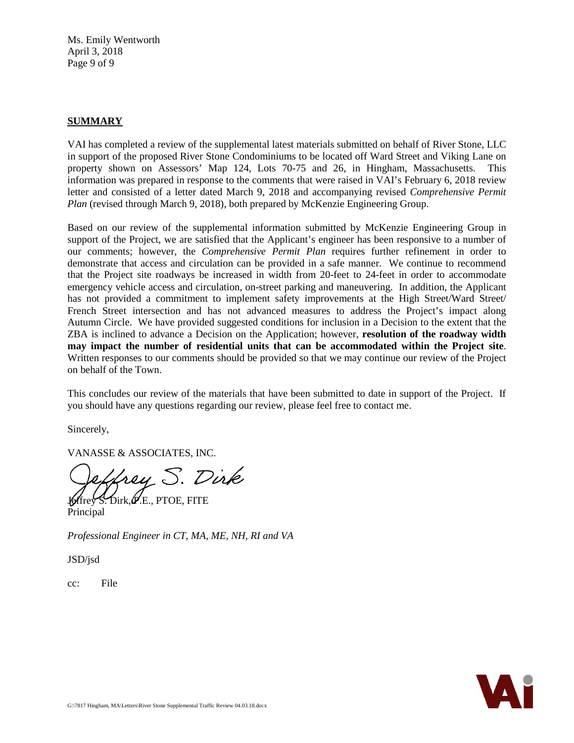## SUMMARY

VAI has completed a review of the supplemental latest materials submitted on behalf of River Stone, LLC in support of the proposed River Stone Condominiums to be located off Ward Street and Viking Lane on property shown on Assessors' Map 124, Lots 70-75 and 26, in Hingham, Massachusetts. This information was prepared in response to the comments that were raised in VAI's February 6, 2018 review letter and consisted of a letter dated March 9, 2018 and accompanying revised *Comprehensive Permit Plan* (revised through March 9, 2018), both prepared by McKenzie Engineering Group.

Based on our review of the supplemental information submitted by McKenzie Engineering Group in support of the Project, we are satisfied that the Applicant's engineer has been responsive to a number of our comments; however, the *Comprehensive Permit Plan* requires further refinement in order to demonstrate that access and circulation can be provided in a safe manner. We continue to recommend that the Project site roadways be increased in width from 20-feet to 24-feet in order to accommodate emergency vehicle access and circulation, on-street parking and maneuvering. In addition, the Applicant has not provided a commitment to implement safety improvements at the High Street/Ward Street/French Street intersection and has not advanced measures to address the Project's impact along Autumn Circle. We have provided suggested conditions for inclusion in a Decision to the extent that the ZBA is inclined to advance a Decision on the Application; however, **resolution of the roadway width may impact the number of residential units that can be accommodated within the Project site**. Written responses to our comments should be provided so that we may continue our review of the Project on behalf of the Town.

This concludes our review of the materials that have been submitted to date in support of the Project. If you should have any questions regarding our review, please feel free to contact me.

Sincerely,

VANASSE & ASSOCIATES, INC.

Jeffrey S. Dirk, P.E., PTOE, FITE
Principal

*Professional Engineer in CT, MA, ME, NH, RI and VA*

JSD/jsd

cc: File

G:\7817 Hingham, MA\Letters\River Stone Supplemental Traffic Review 04.03.18.docx